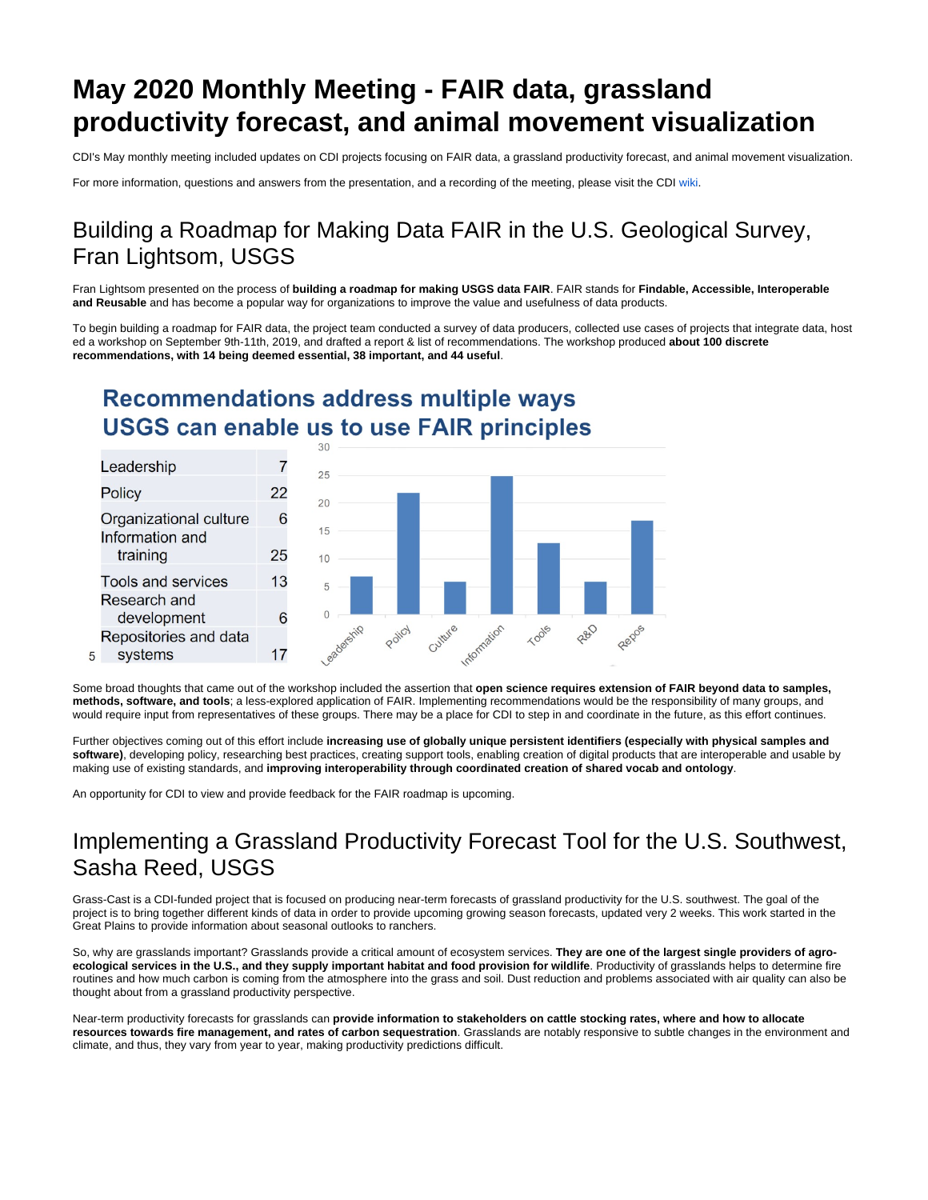# May 2020 Monthly Meeting - FAIR data, grassland productivity forecast, and animal movement visualization

CDI's May monthly meeting included updates on CDI projects focusing on FAIR data, a grassland productivity forecast, and animal movement visualization.

For more information, questions and answers from the presentation, and a recording of the meeting, please visit the CDI wiki.

## Building a Roadmap for Making Data FAIR in the U.S. Geological Survey, Fran Lightsom, USGS

Fran Lightsom presented on the process of **building a roadmap for making USGS data FAIR**. FAIR stands for **Findable, Accessible, Interoperable and Reusable** and has become a popular way for organizations to improve the value and usefulness of data products.

To begin building a roadmap for FAIR data, the project team conducted a survey of data producers, collected use cases of projects that integrate data, host ed a workshop on September 9th-11th, 2019, and drafted a report & list of recommendations. The workshop produced **about 100 discrete recommendations, with 14 being deemed essential, 38 important, and 44 useful**.

**Recommendations address multiple ways USGS can enable us to use FAIR principles**

| Category | Count |
|---|---|
| Leadership | 7 |
| Policy | 22 |
| Organizational culture | 6 |
| Information and training | 25 |
| Tools and services | 13 |
| Research and development | 6 |
| Repositories and data systems | 17 |

Some broad thoughts that came out of the workshop included the assertion that **open science requires extension of FAIR beyond data to samples, methods, software, and tools**; a less-explored application of FAIR. Implementing recommendations would be the responsibility of many groups, and would require input from representatives of these groups. There may be a place for CDI to step in and coordinate in the future, as this effort continues.

Further objectives coming out of this effort include **increasing use of globally unique persistent identifiers (especially with physical samples and software)**, developing policy, researching best practices, creating support tools, enabling creation of digital products that are interoperable and usable by making use of existing standards, and **improving interoperability through coordinated creation of shared vocab and ontology**.

An opportunity for CDI to view and provide feedback for the FAIR roadmap is upcoming.

## Implementing a Grassland Productivity Forecast Tool for the U.S. Southwest, Sasha Reed, USGS

Grass-Cast is a CDI-funded project that is focused on producing near-term forecasts of grassland productivity for the U.S. southwest. The goal of the project is to bring together different kinds of data in order to provide upcoming growing season forecasts, updated very 2 weeks. This work started in the Great Plains to provide information about seasonal outlooks to ranchers.

So, why are grasslands important? Grasslands provide a critical amount of ecosystem services. **They are one of the largest single providers of agro-ecological services in the U.S., and they supply important habitat and food provision for wildlife**. Productivity of grasslands helps to determine fire routines and how much carbon is coming from the atmosphere into the grass and soil. Dust reduction and problems associated with air quality can also be thought about from a grassland productivity perspective.

Near-term productivity forecasts for grasslands can **provide information to stakeholders on cattle stocking rates, where and how to allocate resources towards fire management, and rates of carbon sequestration**. Grasslands are notably responsive to subtle changes in the environment and climate, and thus, they vary from year to year, making productivity predictions difficult.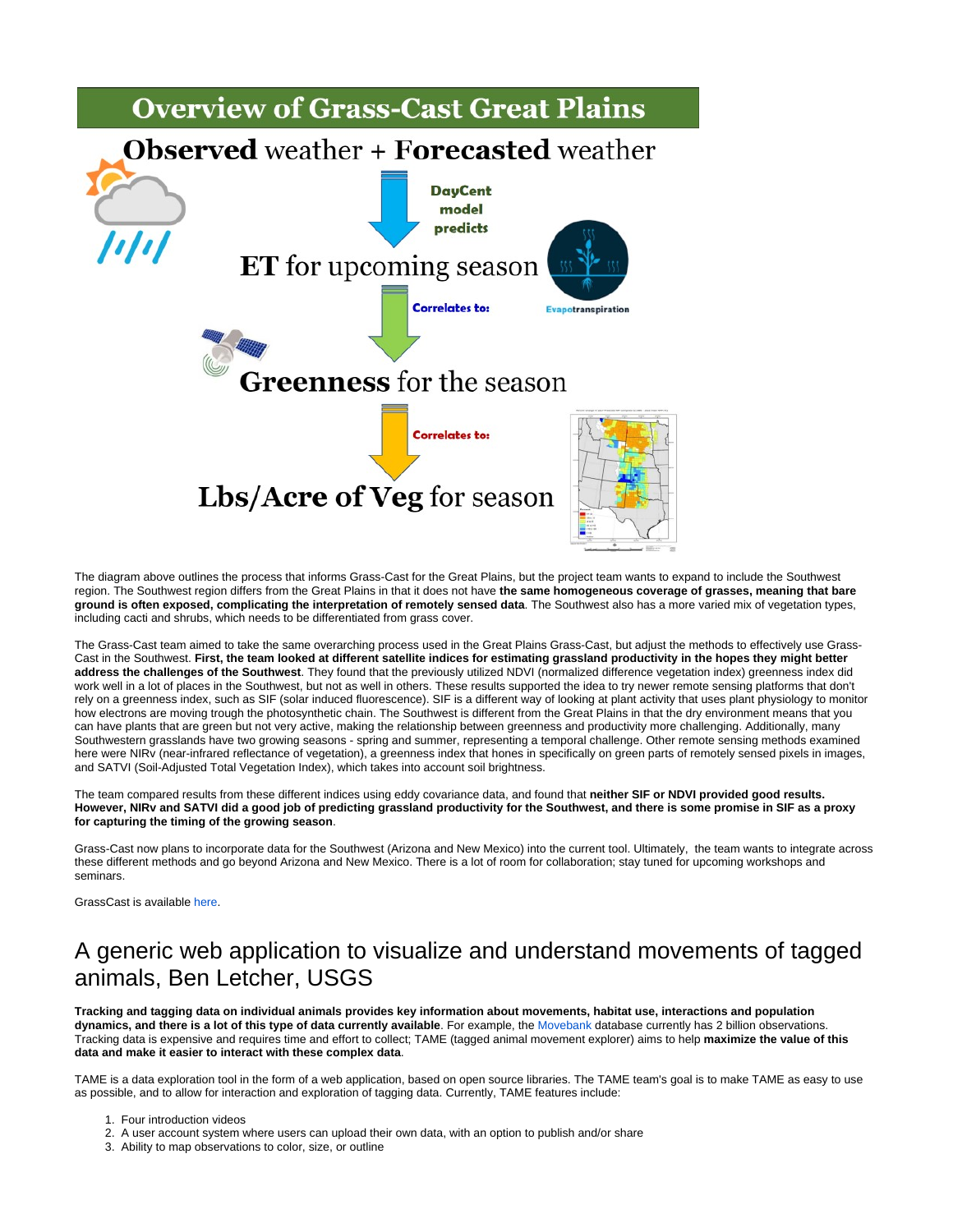The diagram above outlines the process that informs Grass-Cast for the Great Plains, but the project team wants to expand to include the Southwest region. The Southwest region differs from the Great Plains in that it does not have **the same homogeneous coverage of grasses, meaning that bare ground is often exposed, complicating the interpretation of remotely sensed data**. The Southwest also has a more varied mix of vegetation types, including cacti and shrubs, which needs to be differentiated from grass cover.

The Grass-Cast team aimed to take the same overarching process used in the Great Plains Grass-Cast, but adjust the methods to effectively use Grass-Cast in the Southwest. **First, the team looked at different satellite indices for estimating grassland productivity in the hopes they might better address the challenges of the Southwest**. They found that the previously utilized NDVI (normalized difference vegetation index) greenness index did work well in a lot of places in the Southwest, but not as well in others. These results supported the idea to try newer remote sensing platforms that don't rely on a greenness index, such as SIF (solar induced fluorescence). SIF is a different way of looking at plant activity that uses plant physiology to monitor how electrons are moving trough the photosynthetic chain. The Southwest is different from the Great Plains in that the dry environment means that you can have plants that are green but not very active, making the relationship between greenness and productivity more challenging. Additionally, many Southwestern grasslands have two growing seasons - spring and summer, representing a temporal challenge. Other remote sensing methods examined here were NIRv (near-infrared reflectance of vegetation), a greenness index that hones in specifically on green parts of remotely sensed pixels in images, and SATVI (Soil-Adjusted Total Vegetation Index), which takes into account soil brightness.

The team compared results from these different indices using eddy covariance data, and found that **neither SIF or NDVI provided good results. However, NIRv and SATVI did a good job of predicting grassland productivity for the Southwest, and there is some promise in SIF as a proxy for capturing the timing of the growing season**.

Grass-Cast now plans to incorporate data for the Southwest (Arizona and New Mexico) into the current tool. Ultimately, the team wants to integrate across these different methods and go beyond Arizona and New Mexico. There is a lot of room for collaboration; stay tuned for upcoming workshops and seminars.

GrassCast is available here.

## A generic web application to visualize and understand movements of tagged animals, Ben Letcher, USGS

**Tracking and tagging data on individual animals provides key information about movements, habitat use, interactions and population dynamics, and there is a lot of this type of data currently available**. For example, the Movebank database currently has 2 billion observations. Tracking data is expensive and requires time and effort to collect; TAME (tagged animal movement explorer) aims to help **maximize the value of this data and make it easier to interact with these complex data**.

TAME is a data exploration tool in the form of a web application, based on open source libraries. The TAME team's goal is to make TAME as easy to use as possible, and to allow for interaction and exploration of tagging data. Currently, TAME features include:

1. Four introduction videos
2. A user account system where users can upload their own data, with an option to publish and/or share
3. Ability to map observations to color, size, or outline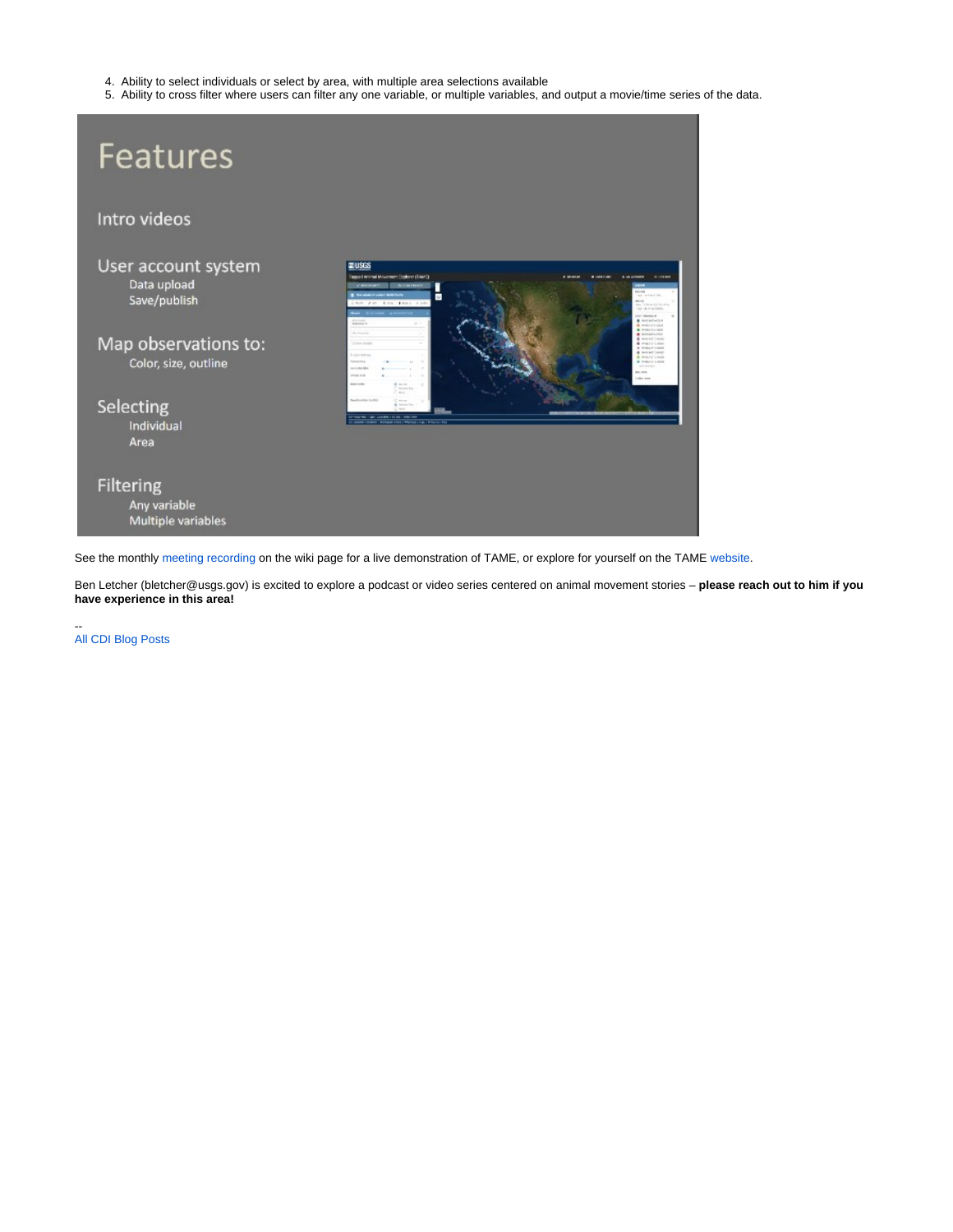4. Ability to select individuals or select by area, with multiple area selections available
5. Ability to cross filter where users can filter any one variable, or multiple variables, and output a movie/time series of the data.

Features

Intro videos

User account system
- Data upload
- Save/publish

Map observations to:
- Color, size, outline

Selecting
- Individual
- Area

Filtering
- Any variable
- Multiple variables

See the monthly meeting recording on the wiki page for a live demonstration of TAME, or explore for yourself on the TAME website.

Ben Letcher (bletcher@usgs.gov) is excited to explore a podcast or video series centered on animal movement stories – **please reach out to him if you have experience in this area!**

--
All CDI Blog Posts